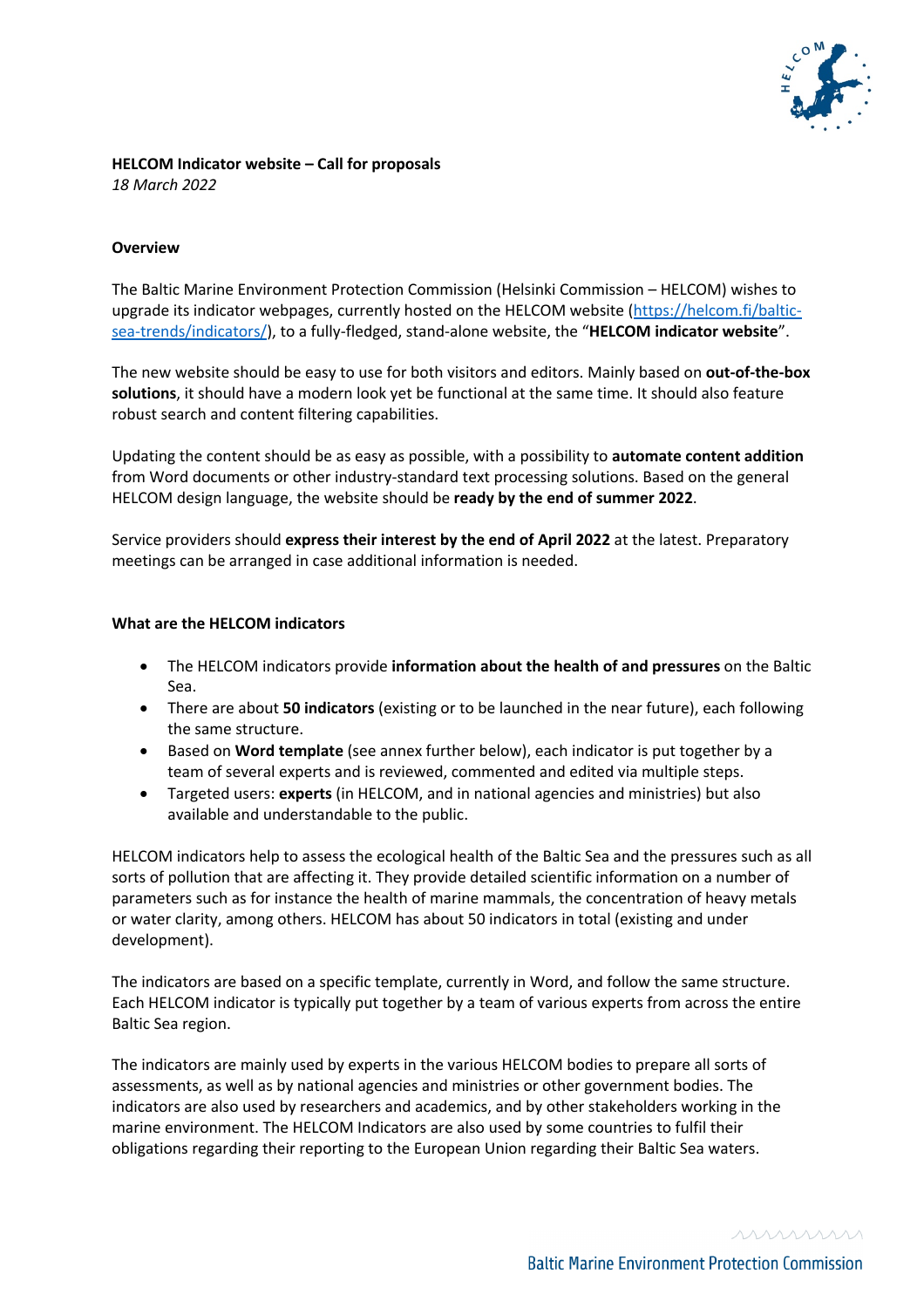**HELCOM Indicator website – Call for proposals**
*18 March 2022*

**Overview**

The Baltic Marine Environment Protection Commission (Helsinki Commission – HELCOM) wishes to upgrade its indicator webpages, currently hosted on the HELCOM website ([https://helcom.fi/baltic-sea-trends/indicators/](https://helcom.fi/baltic-sea-trends/indicators/)), to a fully-fledged, stand-alone website, the "**HELCOM indicator website**".

The new website should be easy to use for both visitors and editors. Mainly based on **out-of-the-box solutions**, it should have a modern look yet be functional at the same time. It should also feature robust search and content filtering capabilities.

Updating the content should be as easy as possible, with a possibility to **automate content addition** from Word documents or other industry-standard text processing solutions. Based on the general HELCOM design language, the website should be **ready by the end of summer 2022**.

Service providers should **express their interest by the end of April 2022** at the latest. Preparatory meetings can be arranged in case additional information is needed.

**What are the HELCOM indicators**

- The HELCOM indicators provide **information about the health of and pressures** on the Baltic Sea.
- There are about **50 indicators** (existing or to be launched in the near future), each following the same structure.
- Based on **Word template** (see annex further below), each indicator is put together by a team of several experts and is reviewed, commented and edited via multiple steps.
- Targeted users: **experts** (in HELCOM, and in national agencies and ministries) but also available and understandable to the public.

HELCOM indicators help to assess the ecological health of the Baltic Sea and the pressures such as all sorts of pollution that are affecting it. They provide detailed scientific information on a number of parameters such as for instance the health of marine mammals, the concentration of heavy metals or water clarity, among others. HELCOM has about 50 indicators in total (existing and under development).

The indicators are based on a specific template, currently in Word, and follow the same structure. Each HELCOM indicator is typically put together by a team of various experts from across the entire Baltic Sea region.

The indicators are mainly used by experts in the various HELCOM bodies to prepare all sorts of assessments, as well as by national agencies and ministries or other government bodies. The indicators are also used by researchers and academics, and by other stakeholders working in the marine environment. The HELCOM Indicators are also used by some countries to fulfil their obligations regarding their reporting to the European Union regarding their Baltic Sea waters.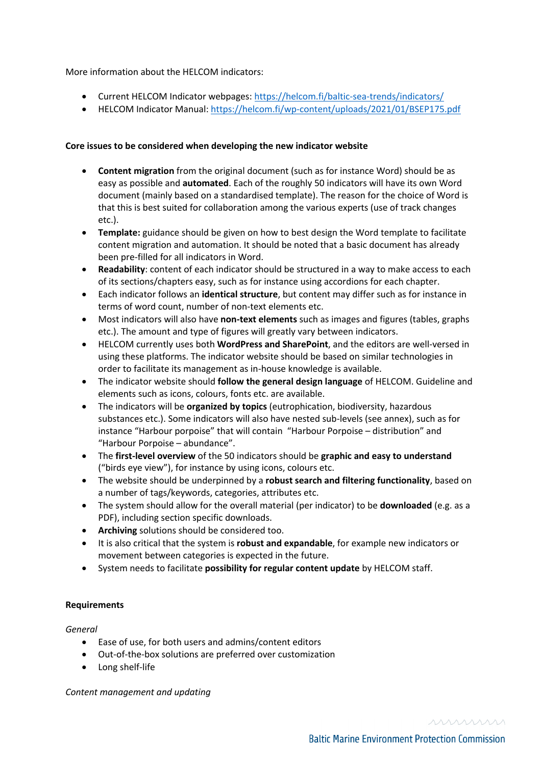More information about the HELCOM indicators:

- Current HELCOM Indicator webpages: https://helcom.fi/baltic-sea-trends/indicators/
- HELCOM Indicator Manual: https://helcom.fi/wp-content/uploads/2021/01/BSEP175.pdf

**Core issues to be considered when developing the new indicator website**

- **Content migration** from the original document (such as for instance Word) should be as easy as possible and **automated**. Each of the roughly 50 indicators will have its own Word document (mainly based on a standardised template). The reason for the choice of Word is that this is best suited for collaboration among the various experts (use of track changes etc.).
- **Template:** guidance should be given on how to best design the Word template to facilitate content migration and automation. It should be noted that a basic document has already been pre-filled for all indicators in Word.
- **Readability**: content of each indicator should be structured in a way to make access to each of its sections/chapters easy, such as for instance using accordions for each chapter.
- Each indicator follows an **identical structure**, but content may differ such as for instance in terms of word count, number of non-text elements etc.
- Most indicators will also have **non-text elements** such as images and figures (tables, graphs etc.). The amount and type of figures will greatly vary between indicators.
- HELCOM currently uses both **WordPress and SharePoint**, and the editors are well-versed in using these platforms. The indicator website should be based on similar technologies in order to facilitate its management as in-house knowledge is available.
- The indicator website should **follow the general design language** of HELCOM. Guideline and elements such as icons, colours, fonts etc. are available.
- The indicators will be **organized by topics** (eutrophication, biodiversity, hazardous substances etc.). Some indicators will also have nested sub-levels (see annex), such as for instance "Harbour porpoise" that will contain "Harbour Porpoise – distribution" and "Harbour Porpoise – abundance".
- The **first-level overview** of the 50 indicators should be **graphic and easy to understand** ("birds eye view"), for instance by using icons, colours etc.
- The website should be underpinned by a **robust search and filtering functionality**, based on a number of tags/keywords, categories, attributes etc.
- The system should allow for the overall material (per indicator) to be **downloaded** (e.g. as a PDF), including section specific downloads.
- **Archiving** solutions should be considered too.
- It is also critical that the system is **robust and expandable**, for example new indicators or movement between categories is expected in the future.
- System needs to facilitate **possibility for regular content update** by HELCOM staff.

**Requirements**

*General*

- Ease of use, for both users and admins/content editors
- Out-of-the-box solutions are preferred over customization
- Long shelf-life

*Content management and updating*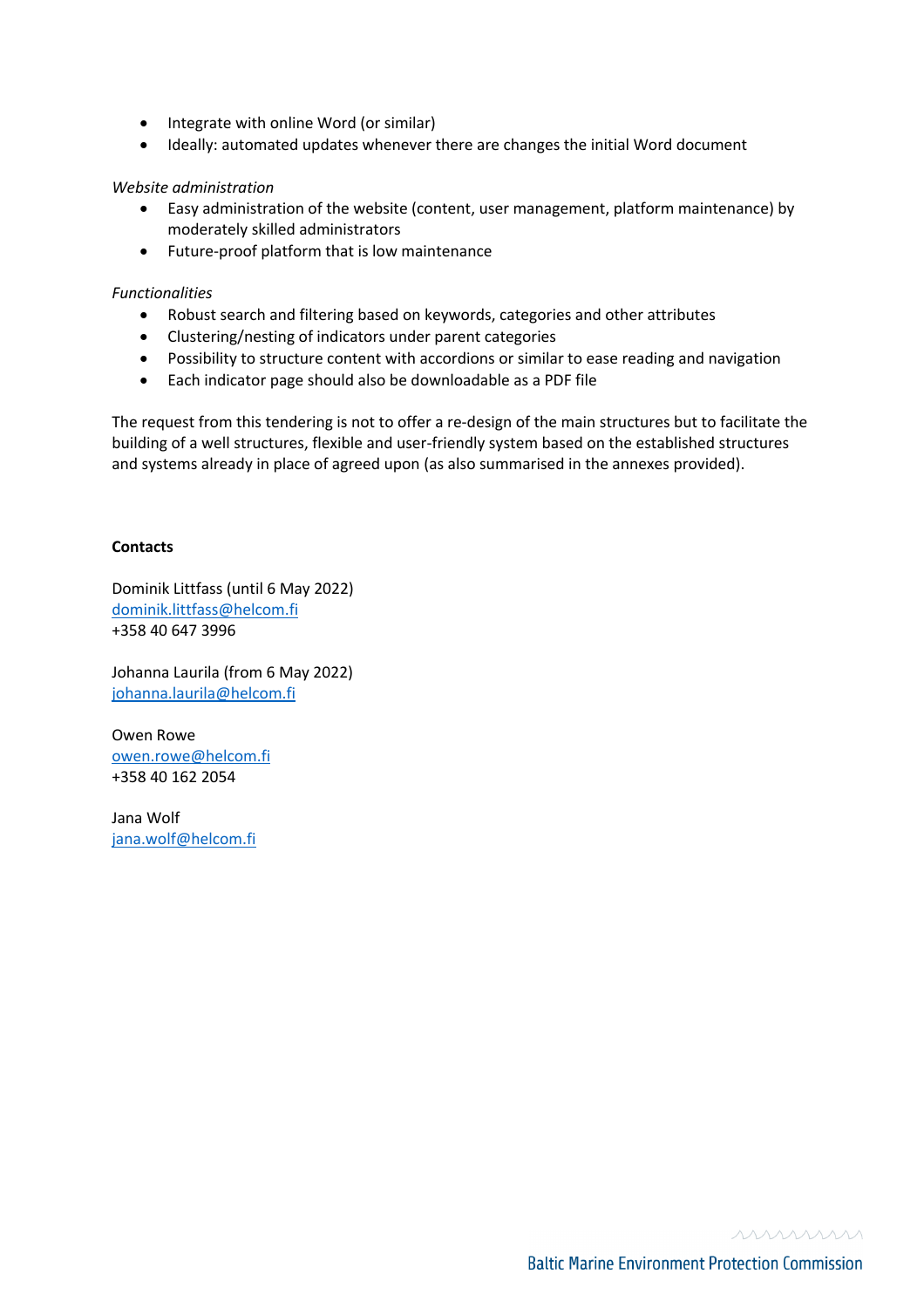- Integrate with online Word (or similar)
- Ideally: automated updates whenever there are changes the initial Word document

*Website administration*

- Easy administration of the website (content, user management, platform maintenance) by moderately skilled administrators
- Future-proof platform that is low maintenance

*Functionalities*

- Robust search and filtering based on keywords, categories and other attributes
- Clustering/nesting of indicators under parent categories
- Possibility to structure content with accordions or similar to ease reading and navigation
- Each indicator page should also be downloadable as a PDF file

The request from this tendering is not to offer a re-design of the main structures but to facilitate the building of a well structures, flexible and user-friendly system based on the established structures and systems already in place of agreed upon (as also summarised in the annexes provided).

**Contacts**

Dominik Littfass (until 6 May 2022)
dominik.littfass@helcom.fi
+358 40 647 3996

Johanna Laurila (from 6 May 2022)
johanna.laurila@helcom.fi

Owen Rowe
owen.rowe@helcom.fi
+358 40 162 2054

Jana Wolf
jana.wolf@helcom.fi